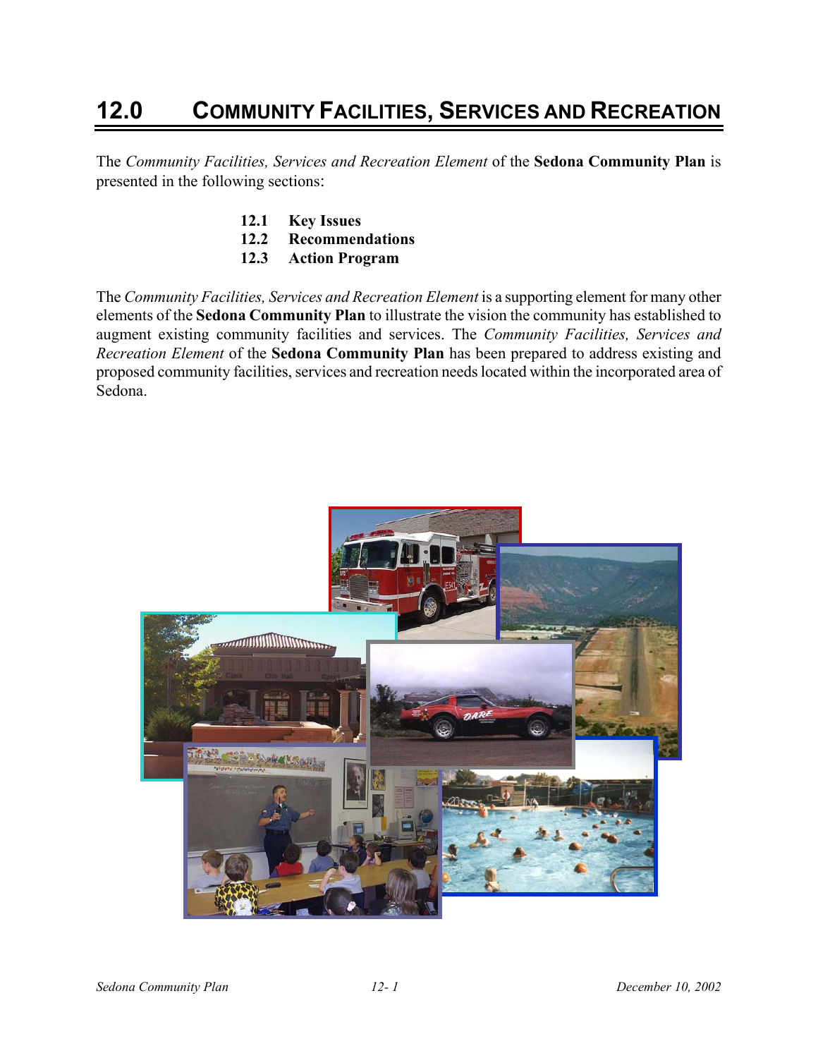# 12.0 COMMUNITY FACILITIES, SERVICES AND RECREATION

The *Community Facilities, Services and Recreation Element* of the **Sedona Community Plan** is presented in the following sections:

**12.1 Key Issues**
**12.2 Recommendations**
**12.3 Action Program**

The *Community Facilities, Services and Recreation Element* is a supporting element for many other elements of the **Sedona Community Plan** to illustrate the vision the community has established to augment existing community facilities and services. The *Community Facilities, Services and Recreation Element* of the **Sedona Community Plan** has been prepared to address existing and proposed community facilities, services and recreation needs located within the incorporated area of Sedona.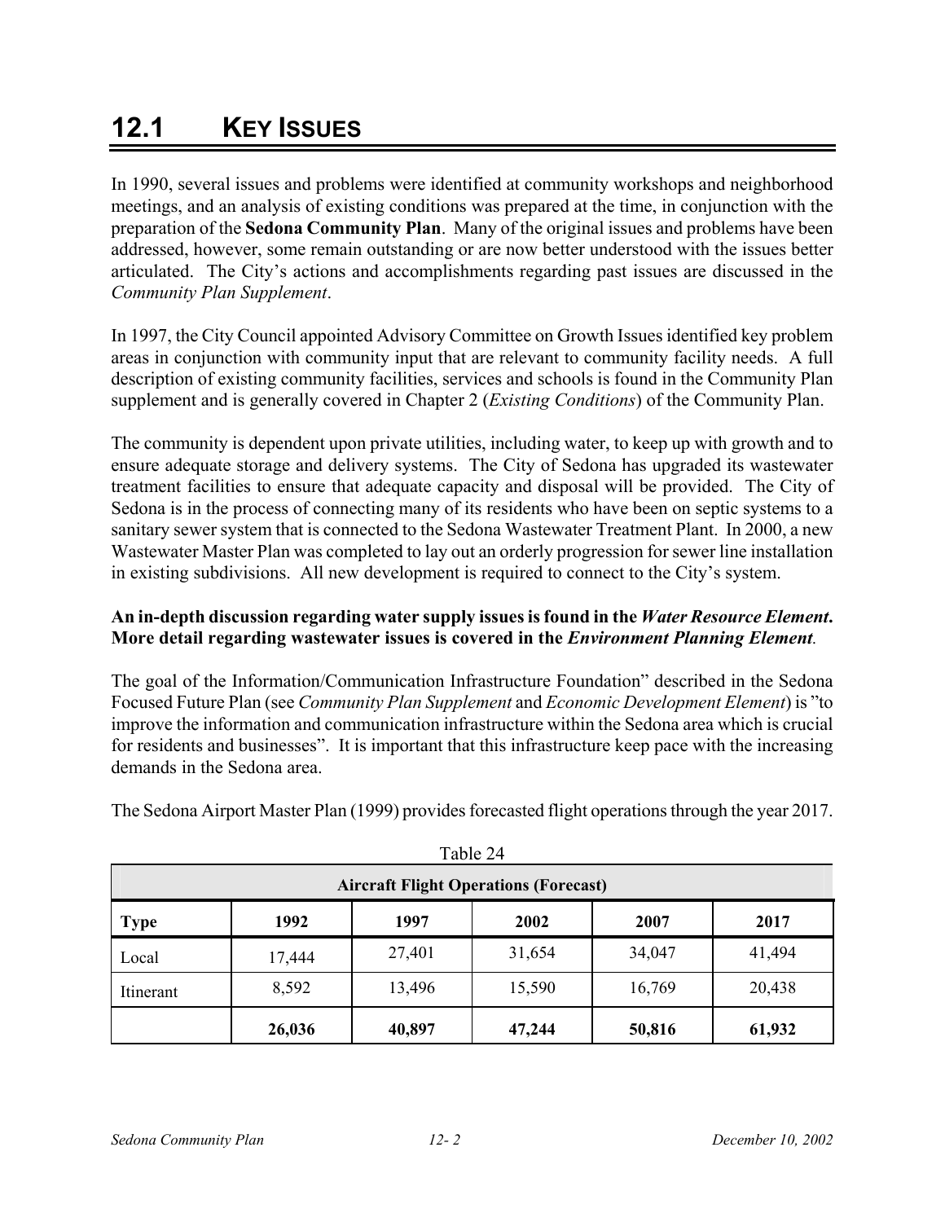# 12.1 KEY ISSUES

In 1990, several issues and problems were identified at community workshops and neighborhood meetings, and an analysis of existing conditions was prepared at the time, in conjunction with the preparation of the **Sedona Community Plan**. Many of the original issues and problems have been addressed, however, some remain outstanding or are now better understood with the issues better articulated. The City's actions and accomplishments regarding past issues are discussed in the *Community Plan Supplement*.

In 1997, the City Council appointed Advisory Committee on Growth Issues identified key problem areas in conjunction with community input that are relevant to community facility needs. A full description of existing community facilities, services and schools is found in the Community Plan supplement and is generally covered in Chapter 2 (*Existing Conditions*) of the Community Plan.

The community is dependent upon private utilities, including water, to keep up with growth and to ensure adequate storage and delivery systems. The City of Sedona has upgraded its wastewater treatment facilities to ensure that adequate capacity and disposal will be provided. The City of Sedona is in the process of connecting many of its residents who have been on septic systems to a sanitary sewer system that is connected to the Sedona Wastewater Treatment Plant. In 2000, a new Wastewater Master Plan was completed to lay out an orderly progression for sewer line installation in existing subdivisions. All new development is required to connect to the City's system.

**An in-depth discussion regarding water supply issues is found in the *Water Resource Element*. More detail regarding wastewater issues is covered in the *Environment Planning Element*.**

The goal of the Information/Communication Infrastructure Foundation" described in the Sedona Focused Future Plan (see *Community Plan Supplement* and *Economic Development Element*) is "to improve the information and communication infrastructure within the Sedona area which is crucial for residents and businesses". It is important that this infrastructure keep pace with the increasing demands in the Sedona area.

The Sedona Airport Master Plan (1999) provides forecasted flight operations through the year 2017.

Table 24

| Aircraft Flight Operations (Forecast) | | | | | |
|---|---|---|---|---|---|
| **Type** | **1992** | **1997** | **2002** | **2007** | **2017** |
| Local | 17,444 | 27,401 | 31,654 | 34,047 | 41,494 |
| Itinerant | 8,592 | 13,496 | 15,590 | 16,769 | 20,438 |
| | **26,036** | **40,897** | **47,244** | **50,816** | **61,932** |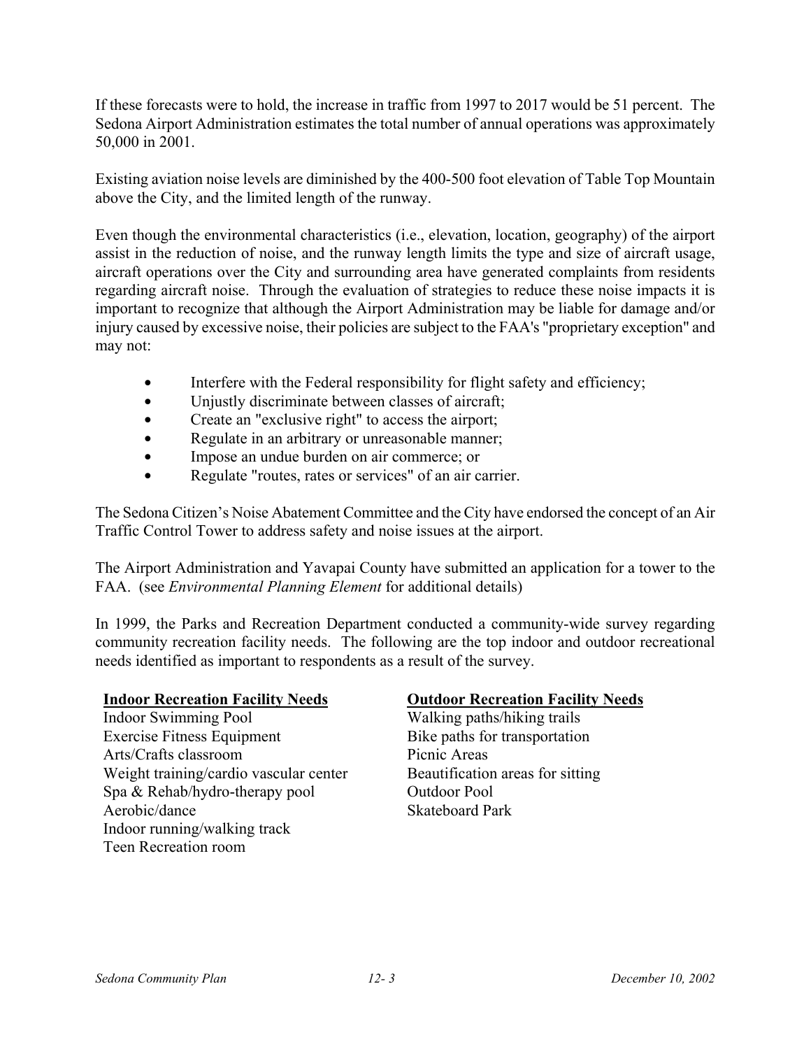If these forecasts were to hold, the increase in traffic from 1997 to 2017 would be 51 percent. The Sedona Airport Administration estimates the total number of annual operations was approximately 50,000 in 2001.

Existing aviation noise levels are diminished by the 400-500 foot elevation of Table Top Mountain above the City, and the limited length of the runway.

Even though the environmental characteristics (i.e., elevation, location, geography) of the airport assist in the reduction of noise, and the runway length limits the type and size of aircraft usage, aircraft operations over the City and surrounding area have generated complaints from residents regarding aircraft noise. Through the evaluation of strategies to reduce these noise impacts it is important to recognize that although the Airport Administration may be liable for damage and/or injury caused by excessive noise, their policies are subject to the FAA's "proprietary exception" and may not:

- Interfere with the Federal responsibility for flight safety and efficiency;
- Unjustly discriminate between classes of aircraft;
- Create an "exclusive right" to access the airport;
- Regulate in an arbitrary or unreasonable manner;
- Impose an undue burden on air commerce; or
- Regulate "routes, rates or services" of an air carrier.

The Sedona Citizen's Noise Abatement Committee and the City have endorsed the concept of an Air Traffic Control Tower to address safety and noise issues at the airport.

The Airport Administration and Yavapai County have submitted an application for a tower to the FAA. (see *Environmental Planning Element* for additional details)

In 1999, the Parks and Recreation Department conducted a community-wide survey regarding community recreation facility needs. The following are the top indoor and outdoor recreational needs identified as important to respondents as a result of the survey.

**Indoor Recreation Facility Needs**

Indoor Swimming Pool
Exercise Fitness Equipment
Arts/Crafts classroom
Weight training/cardio vascular center
Spa & Rehab/hydro-therapy pool
Aerobic/dance
Indoor running/walking track
Teen Recreation room

**Outdoor Recreation Facility Needs**

Walking paths/hiking trails
Bike paths for transportation
Picnic Areas
Beautification areas for sitting
Outdoor Pool
Skateboard Park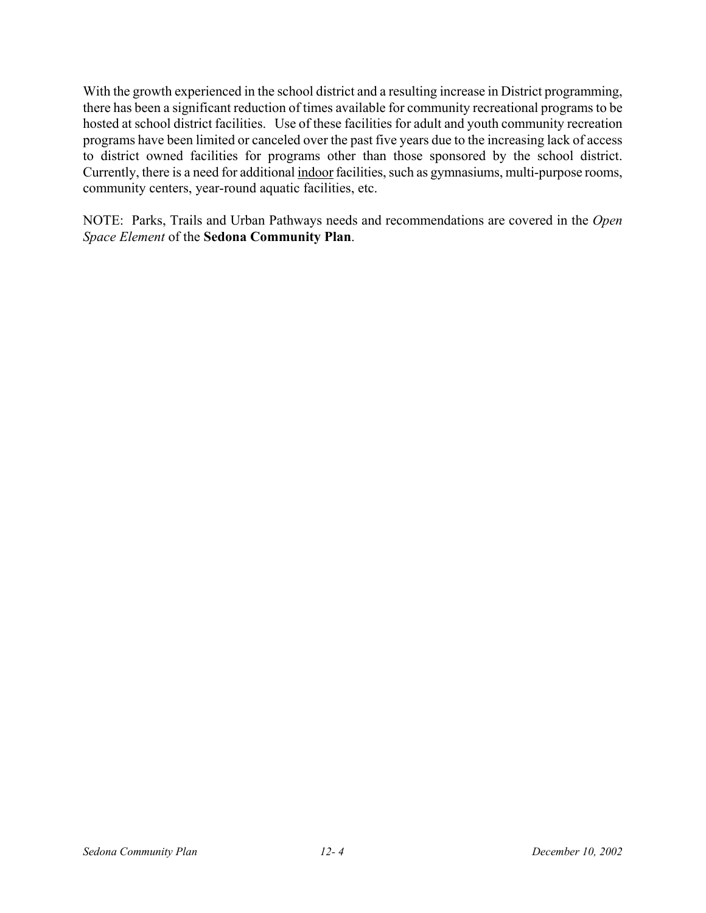With the growth experienced in the school district and a resulting increase in District programming, there has been a significant reduction of times available for community recreational programs to be hosted at school district facilities. Use of these facilities for adult and youth community recreation programs have been limited or canceled over the past five years due to the increasing lack of access to district owned facilities for programs other than those sponsored by the school district. Currently, there is a need for additional <u>indoor</u> facilities, such as gymnasiums, multi-purpose rooms, community centers, year-round aquatic facilities, etc.

NOTE: Parks, Trails and Urban Pathways needs and recommendations are covered in the *Open Space Element* of the **Sedona Community Plan**.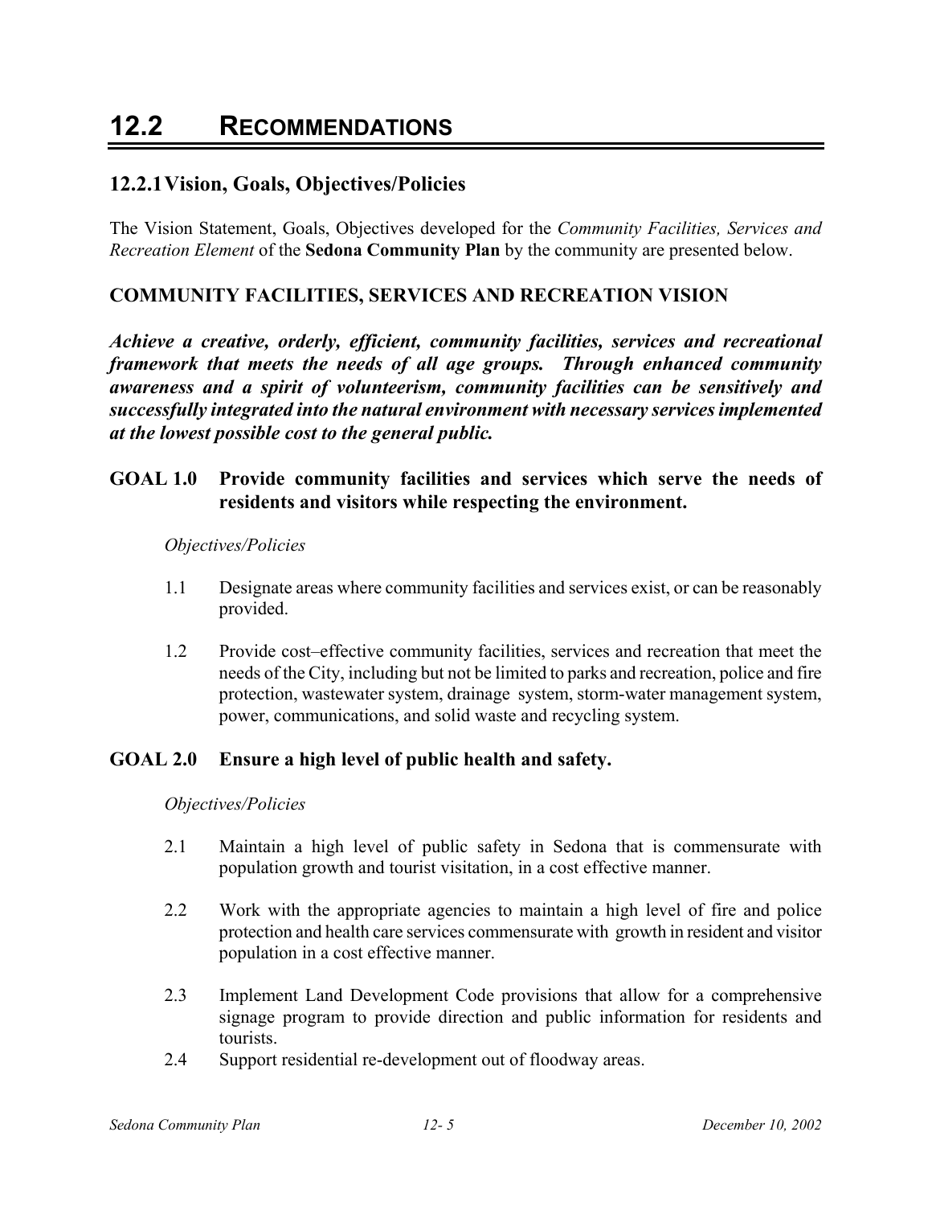# 12.2 RECOMMENDATIONS

## 12.2.1 Vision, Goals, Objectives/Policies

The Vision Statement, Goals, Objectives developed for the *Community Facilities, Services and Recreation Element* of the **Sedona Community Plan** by the community are presented below.

### COMMUNITY FACILITIES, SERVICES AND RECREATION VISION

***Achieve a creative, orderly, efficient, community facilities, services and recreational framework that meets the needs of all age groups. Through enhanced community awareness and a spirit of volunteerism, community facilities can be sensitively and successfully integrated into the natural environment with necessary services implemented at the lowest possible cost to the general public.***

### GOAL 1.0 Provide community facilities and services which serve the needs of residents and visitors while respecting the environment.

*Objectives/Policies*

1.1 Designate areas where community facilities and services exist, or can be reasonably provided.

1.2 Provide cost–effective community facilities, services and recreation that meet the needs of the City, including but not be limited to parks and recreation, police and fire protection, wastewater system, drainage system, storm-water management system, power, communications, and solid waste and recycling system.

### GOAL 2.0 Ensure a high level of public health and safety.

*Objectives/Policies*

2.1 Maintain a high level of public safety in Sedona that is commensurate with population growth and tourist visitation, in a cost effective manner.

2.2 Work with the appropriate agencies to maintain a high level of fire and police protection and health care services commensurate with growth in resident and visitor population in a cost effective manner.

2.3 Implement Land Development Code provisions that allow for a comprehensive signage program to provide direction and public information for residents and tourists.

2.4 Support residential re-development out of floodway areas.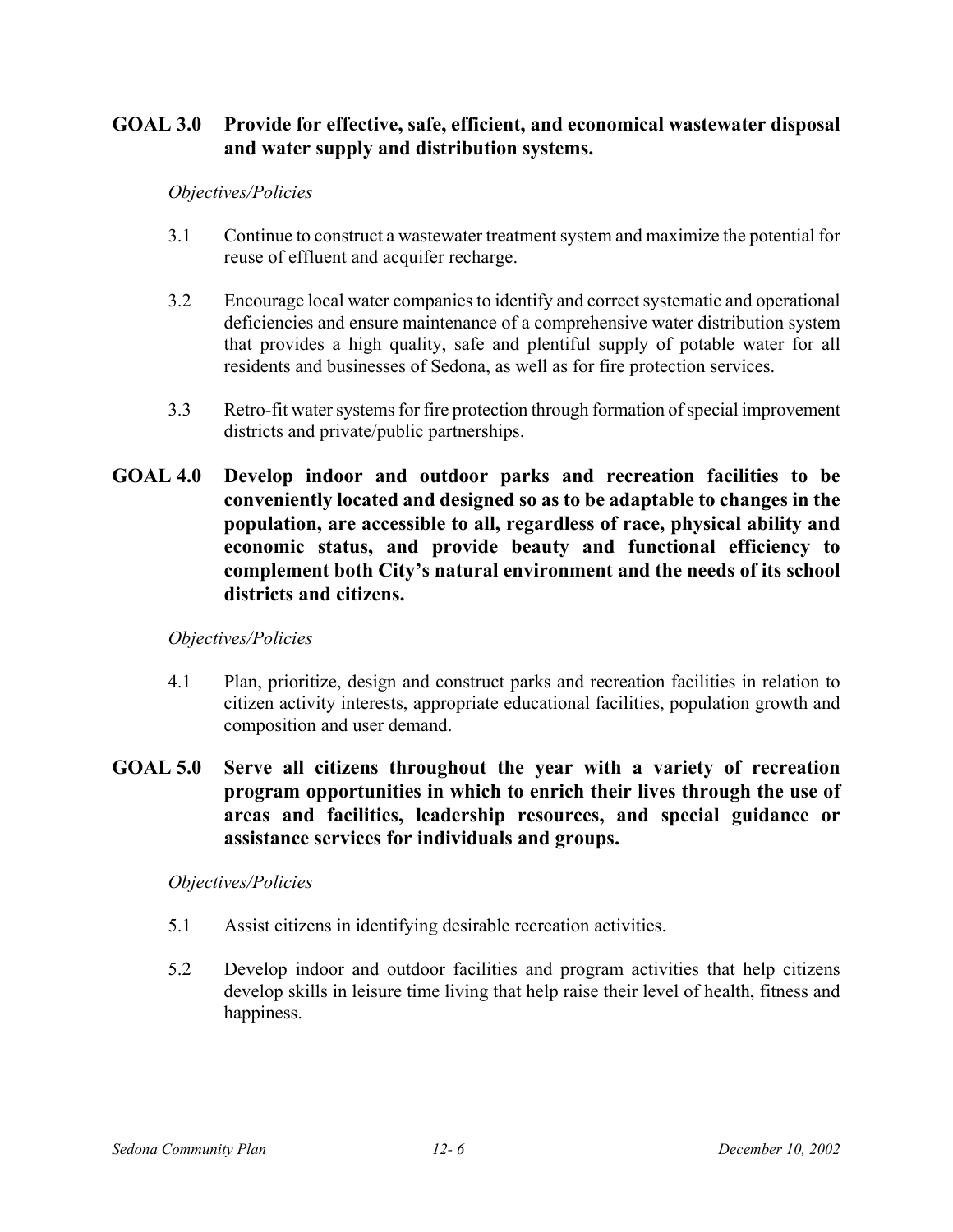## GOAL 3.0 Provide for effective, safe, efficient, and economical wastewater disposal and water supply and distribution systems.

*Objectives/Policies*

3.1 Continue to construct a wastewater treatment system and maximize the potential for reuse of effluent and acquifer recharge.

3.2 Encourage local water companies to identify and correct systematic and operational deficiencies and ensure maintenance of a comprehensive water distribution system that provides a high quality, safe and plentiful supply of potable water for all residents and businesses of Sedona, as well as for fire protection services.

3.3 Retro-fit water systems for fire protection through formation of special improvement districts and private/public partnerships.

## GOAL 4.0 Develop indoor and outdoor parks and recreation facilities to be conveniently located and designed so as to be adaptable to changes in the population, are accessible to all, regardless of race, physical ability and economic status, and provide beauty and functional efficiency to complement both City's natural environment and the needs of its school districts and citizens.

*Objectives/Policies*

4.1 Plan, prioritize, design and construct parks and recreation facilities in relation to citizen activity interests, appropriate educational facilities, population growth and composition and user demand.

## GOAL 5.0 Serve all citizens throughout the year with a variety of recreation program opportunities in which to enrich their lives through the use of areas and facilities, leadership resources, and special guidance or assistance services for individuals and groups.

*Objectives/Policies*

5.1 Assist citizens in identifying desirable recreation activities.

5.2 Develop indoor and outdoor facilities and program activities that help citizens develop skills in leisure time living that help raise their level of health, fitness and happiness.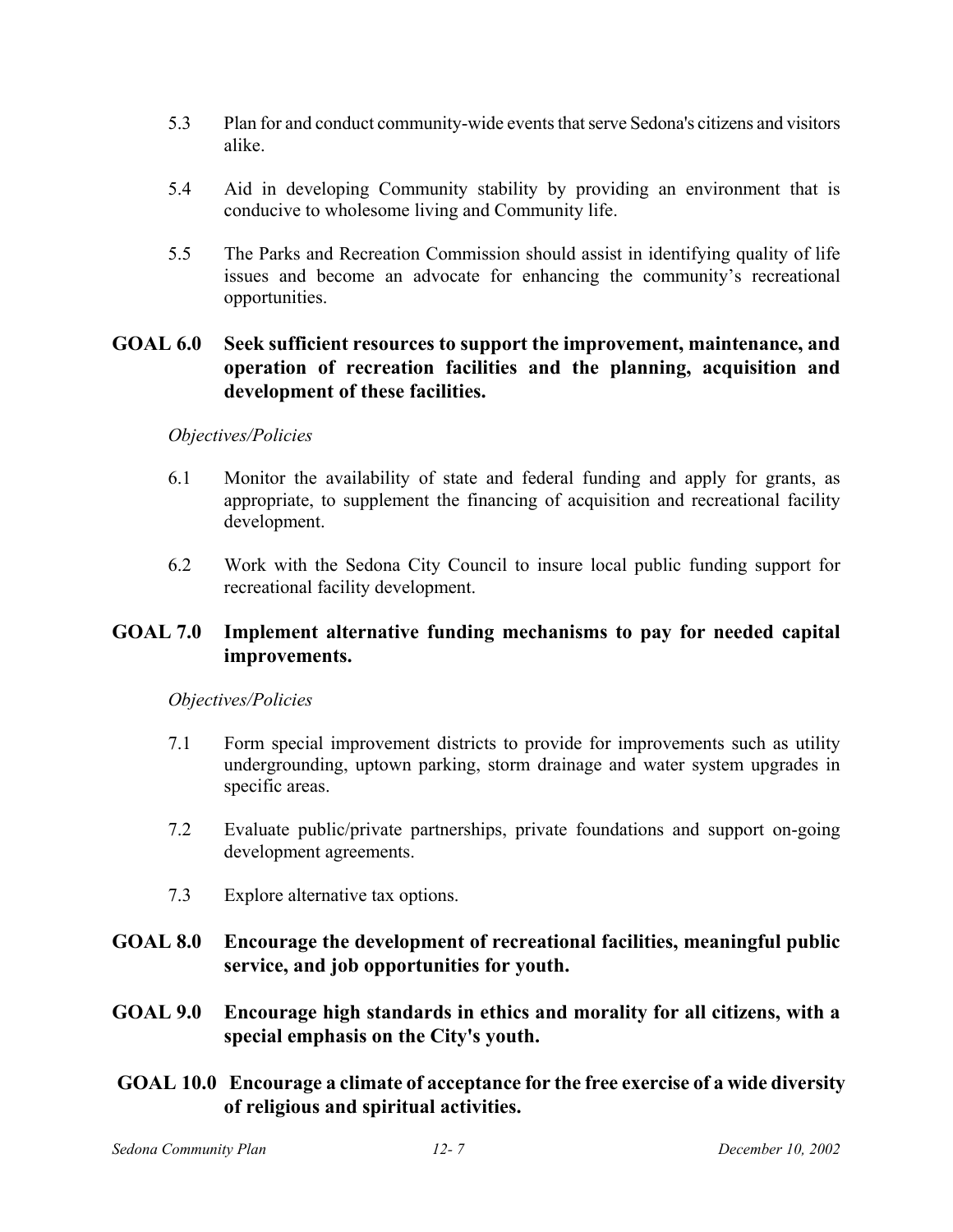5.3 Plan for and conduct community-wide events that serve Sedona's citizens and visitors alike.

5.4 Aid in developing Community stability by providing an environment that is conducive to wholesome living and Community life.

5.5 The Parks and Recreation Commission should assist in identifying quality of life issues and become an advocate for enhancing the community's recreational opportunities.

**GOAL 6.0 Seek sufficient resources to support the improvement, maintenance, and operation of recreation facilities and the planning, acquisition and development of these facilities.**

*Objectives/Policies*

6.1 Monitor the availability of state and federal funding and apply for grants, as appropriate, to supplement the financing of acquisition and recreational facility development.

6.2 Work with the Sedona City Council to insure local public funding support for recreational facility development.

**GOAL 7.0 Implement alternative funding mechanisms to pay for needed capital improvements.**

*Objectives/Policies*

7.1 Form special improvement districts to provide for improvements such as utility undergrounding, uptown parking, storm drainage and water system upgrades in specific areas.

7.2 Evaluate public/private partnerships, private foundations and support on-going development agreements.

7.3 Explore alternative tax options.

**GOAL 8.0 Encourage the development of recreational facilities, meaningful public service, and job opportunities for youth.**

**GOAL 9.0 Encourage high standards in ethics and morality for all citizens, with a special emphasis on the City's youth.**

**GOAL 10.0 Encourage a climate of acceptance for the free exercise of a wide diversity of religious and spiritual activities.**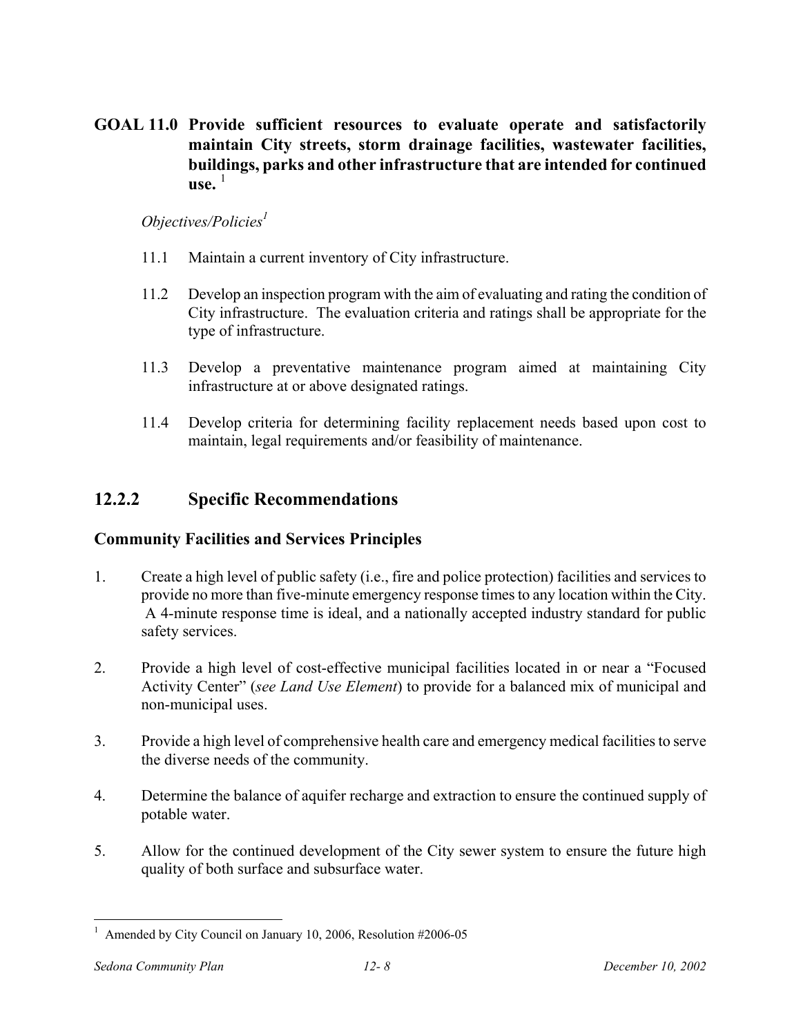**GOAL 11.0 Provide sufficient resources to evaluate operate and satisfactorily maintain City streets, storm drainage facilities, wastewater facilities, buildings, parks and other infrastructure that are intended for continued use.** [1]

*Objectives/Policies*[1]

11.1 Maintain a current inventory of City infrastructure.

11.2 Develop an inspection program with the aim of evaluating and rating the condition of City infrastructure. The evaluation criteria and ratings shall be appropriate for the type of infrastructure.

11.3 Develop a preventative maintenance program aimed at maintaining City infrastructure at or above designated ratings.

11.4 Develop criteria for determining facility replacement needs based upon cost to maintain, legal requirements and/or feasibility of maintenance.

## 12.2.2 Specific Recommendations

### Community Facilities and Services Principles

1. Create a high level of public safety (i.e., fire and police protection) facilities and services to provide no more than five-minute emergency response times to any location within the City. A 4-minute response time is ideal, and a nationally accepted industry standard for public safety services.

2. Provide a high level of cost-effective municipal facilities located in or near a "Focused Activity Center" (*see Land Use Element*) to provide for a balanced mix of municipal and non-municipal uses.

3. Provide a high level of comprehensive health care and emergency medical facilities to serve the diverse needs of the community.

4. Determine the balance of aquifer recharge and extraction to ensure the continued supply of potable water.

5. Allow for the continued development of the City sewer system to ensure the future high quality of both surface and subsurface water.

---

[1] Amended by City Council on January 10, 2006, Resolution #2006-05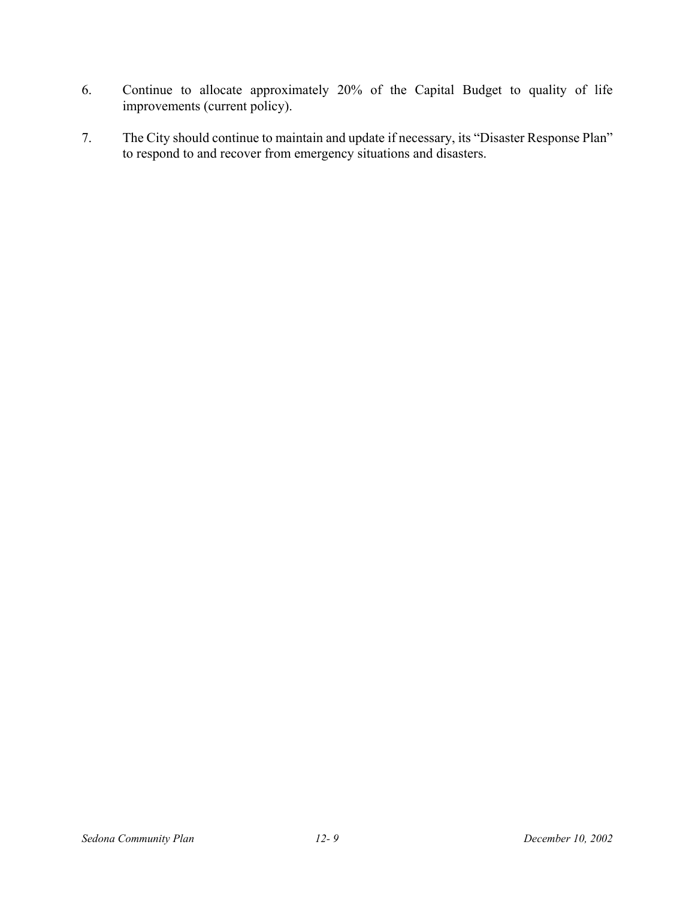6. Continue to allocate approximately 20% of the Capital Budget to quality of life improvements (current policy).

7. The City should continue to maintain and update if necessary, its "Disaster Response Plan" to respond to and recover from emergency situations and disasters.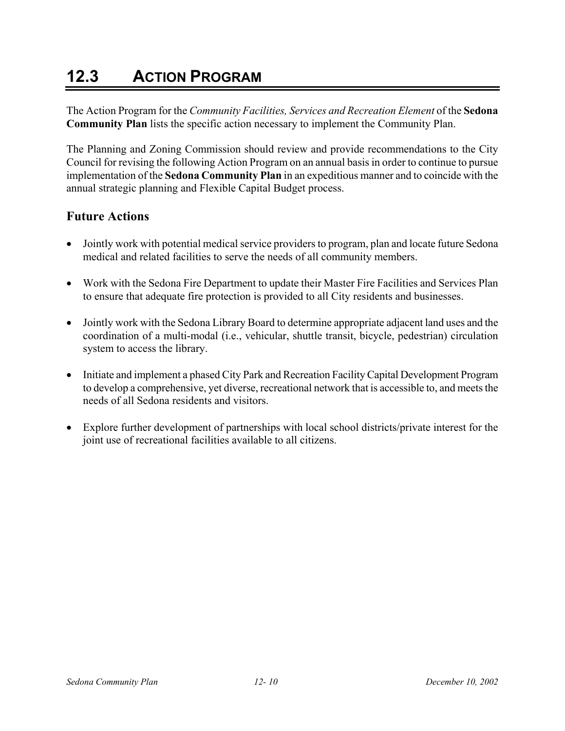# 12.3 ACTION PROGRAM

The Action Program for the *Community Facilities, Services and Recreation Element* of the **Sedona Community Plan** lists the specific action necessary to implement the Community Plan.

The Planning and Zoning Commission should review and provide recommendations to the City Council for revising the following Action Program on an annual basis in order to continue to pursue implementation of the **Sedona Community Plan** in an expeditious manner and to coincide with the annual strategic planning and Flexible Capital Budget process.

## Future Actions

- Jointly work with potential medical service providers to program, plan and locate future Sedona medical and related facilities to serve the needs of all community members.
- Work with the Sedona Fire Department to update their Master Fire Facilities and Services Plan to ensure that adequate fire protection is provided to all City residents and businesses.
- Jointly work with the Sedona Library Board to determine appropriate adjacent land uses and the coordination of a multi-modal (i.e., vehicular, shuttle transit, bicycle, pedestrian) circulation system to access the library.
- Initiate and implement a phased City Park and Recreation Facility Capital Development Program to develop a comprehensive, yet diverse, recreational network that is accessible to, and meets the needs of all Sedona residents and visitors.
- Explore further development of partnerships with local school districts/private interest for the joint use of recreational facilities available to all citizens.